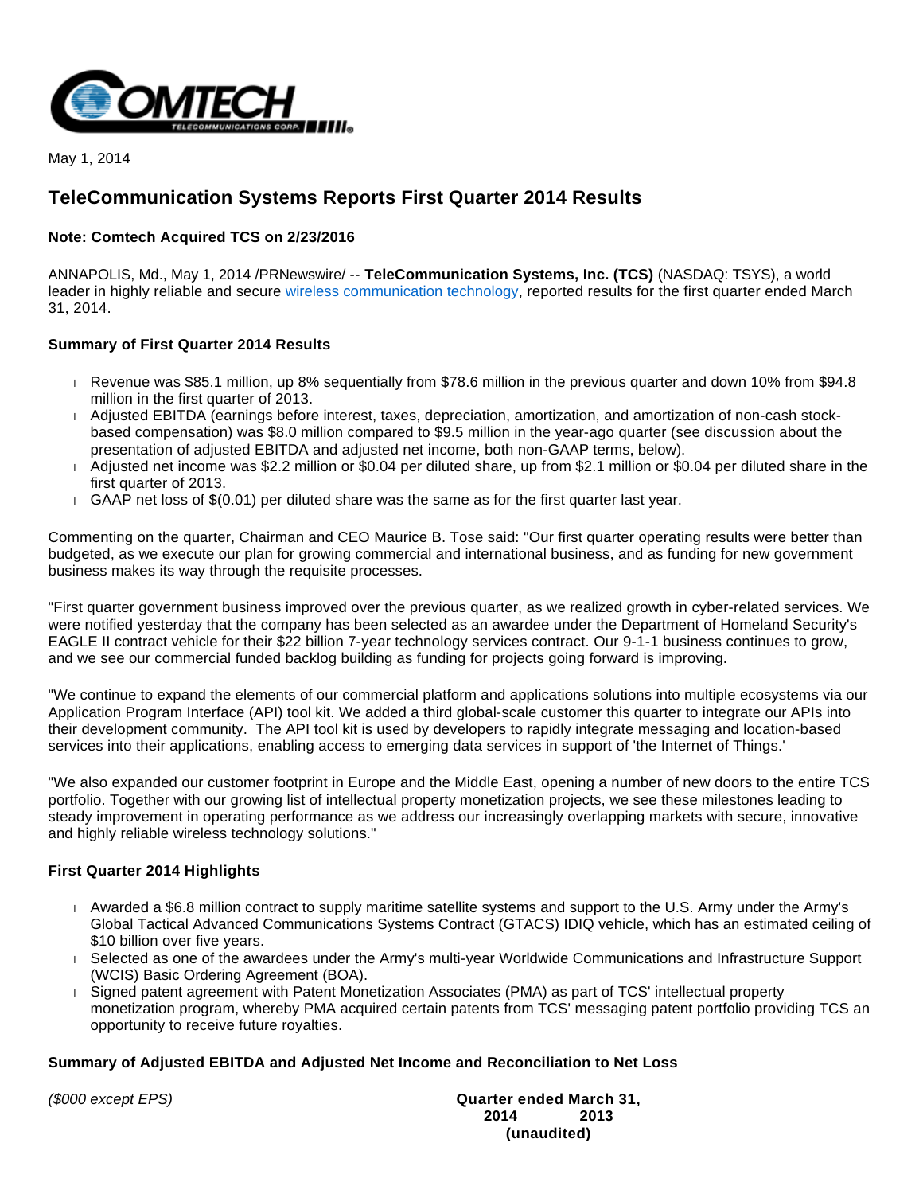May 1, 2014

# TeleCommunication Systems Reports First Quarter 2014 Results

**Note: Comtech Acquired TCS on 2/23/2016**

ANNAPOLIS, Md., May 1, 2014 /PRNewswire/ -- **TeleCommunication Systems, Inc. (TCS)** (NASDAQ: TSYS), a world leader in highly reliable and secure wireless communication technology, reported results for the first quarter ended March 31, 2014.

### Summary of First Quarter 2014 Results

- Revenue was $85.1 million, up 8% sequentially from $78.6 million in the previous quarter and down 10% from $94.8 million in the first quarter of 2013.
- Adjusted EBITDA (earnings before interest, taxes, depreciation, amortization, and amortization of non-cash stock-based compensation) was $8.0 million compared to $9.5 million in the year-ago quarter (see discussion about the presentation of adjusted EBITDA and adjusted net income, both non-GAAP terms, below).
- Adjusted net income was $2.2 million or $0.04 per diluted share, up from $2.1 million or $0.04 per diluted share in the first quarter of 2013.
- GAAP net loss of $(0.01) per diluted share was the same as for the first quarter last year.

Commenting on the quarter, Chairman and CEO Maurice B. Tose said: "Our first quarter operating results were better than budgeted, as we execute our plan for growing commercial and international business, and as funding for new government business makes its way through the requisite processes.

"First quarter government business improved over the previous quarter, as we realized growth in cyber-related services. We were notified yesterday that the company has been selected as an awardee under the Department of Homeland Security's EAGLE II contract vehicle for their $22 billion 7-year technology services contract. Our 9-1-1 business continues to grow, and we see our commercial funded backlog building as funding for projects going forward is improving.

"We continue to expand the elements of our commercial platform and applications solutions into multiple ecosystems via our Application Program Interface (API) tool kit. We added a third global-scale customer this quarter to integrate our APIs into their development community. The API tool kit is used by developers to rapidly integrate messaging and location-based services into their applications, enabling access to emerging data services in support of 'the Internet of Things.'

"We also expanded our customer footprint in Europe and the Middle East, opening a number of new doors to the entire TCS portfolio. Together with our growing list of intellectual property monetization projects, we see these milestones leading to steady improvement in operating performance as we address our increasingly overlapping markets with secure, innovative and highly reliable wireless technology solutions."

### First Quarter 2014 Highlights

- Awarded a $6.8 million contract to supply maritime satellite systems and support to the U.S. Army under the Army's Global Tactical Advanced Communications Systems Contract (GTACS) IDIQ vehicle, which has an estimated ceiling of $10 billion over five years.
- Selected as one of the awardees under the Army's multi-year Worldwide Communications and Infrastructure Support (WCIS) Basic Ordering Agreement (BOA).
- Signed patent agreement with Patent Monetization Associates (PMA) as part of TCS' intellectual property monetization program, whereby PMA acquired certain patents from TCS' messaging patent portfolio providing TCS an opportunity to receive future royalties.

### Summary of Adjusted EBITDA and Adjusted Net Income and Reconciliation to Net Loss

| *($000 except EPS)* | **Quarter ended March 31,** | |
|---|---|---|
| | **2014** | **2013** |
| | **(unaudited)** | |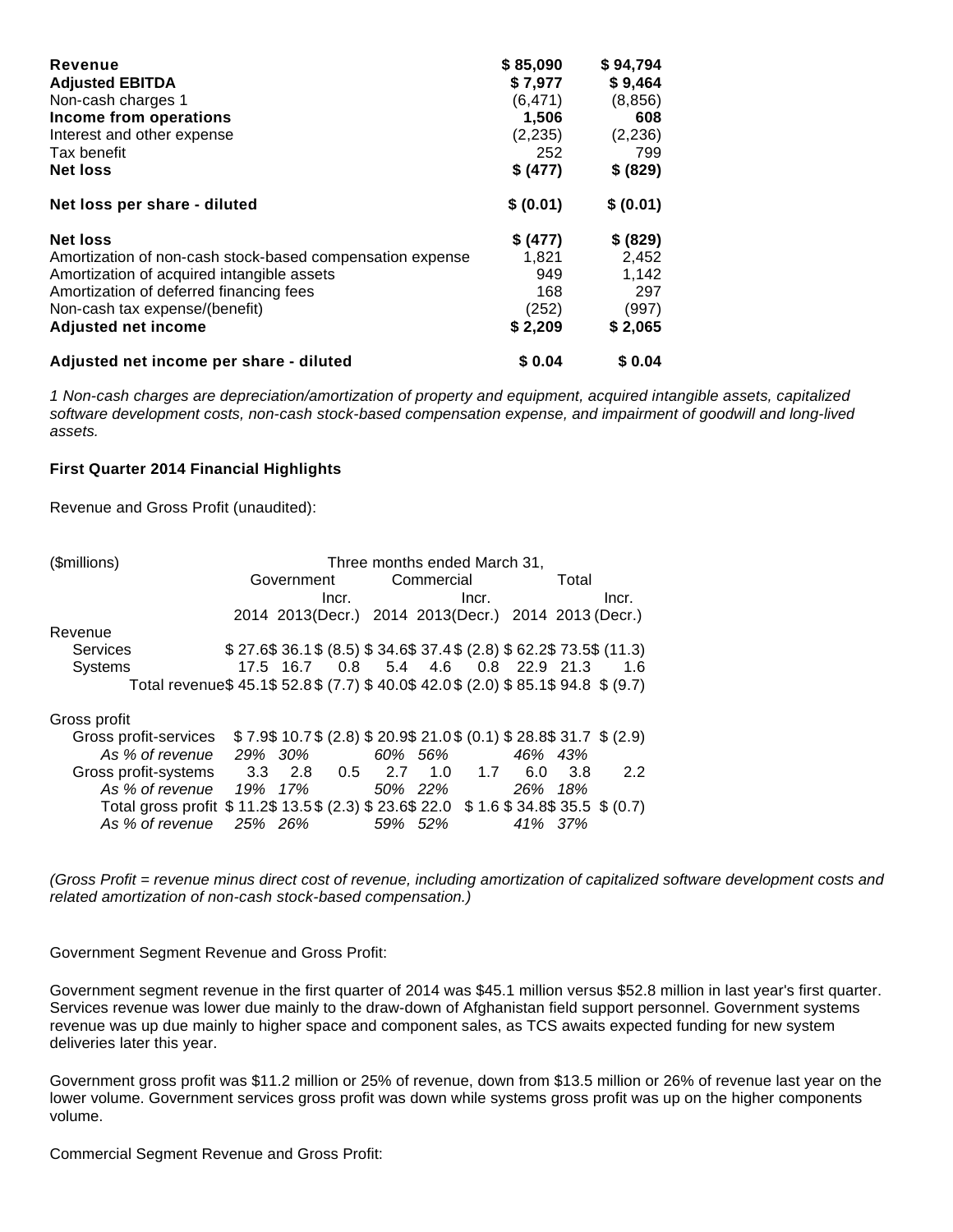| | | |
|---|---|---|
| **Revenue** | **$ 85,090** | **$ 94,794** |
| **Adjusted EBITDA** | **$ 7,977** | **$ 9,464** |
| Non-cash charges 1 | (6,471) | (8,856) |
| **Income from operations** | **1,506** | **608** |
| Interest and other expense | (2,235) | (2,236) |
| Tax benefit | 252 | 799 |
| **Net loss** | **$ (477)** | **$ (829)** |
| **Net loss per share - diluted** | **$ (0.01)** | **$ (0.01)** |
| **Net loss** | **$ (477)** | **$ (829)** |
| Amortization of non-cash stock-based compensation expense | 1,821 | 2,452 |
| Amortization of acquired intangible assets | 949 | 1,142 |
| Amortization of deferred financing fees | 168 | 297 |
| Non-cash tax expense/(benefit) | (252) | (997) |
| **Adjusted net income** | **$ 2,209** | **$ 2,065** |
| **Adjusted net income per share - diluted** | **$ 0.04** | **$ 0.04** |

*1 Non-cash charges are depreciation/amortization of property and equipment, acquired intangible assets, capitalized software development costs, non-cash stock-based compensation expense, and impairment of goodwill and long-lived assets.*

**First Quarter 2014 Financial Highlights**

Revenue and Gross Profit (unaudited):

| ($millions) | Three months ended March 31, | | | | | | | | |
|---|---|---|---|---|---|---|---|---|---|
| | Government | | | Commercial | | | Total | | |
| | 2014 | 2013 | Incr. (Decr.) | 2014 | 2013 | Incr. (Decr.) | 2014 | 2013 | Incr. (Decr.) |
| Revenue | | | | | | | | | |
| Services | $ 27.6 | $ 36.1 | $ (8.5) | $ 34.6 | $ 37.4 | $ (2.8) | $ 62.2 | $ 73.5 | $ (11.3) |
| Systems | 17.5 | 16.7 | 0.8 | 5.4 | 4.6 | 0.8 | 22.9 | 21.3 | 1.6 |
| Total revenue | $ 45.1 | $ 52.8 | $ (7.7) | $ 40.0 | $ 42.0 | $ (2.0) | $ 85.1 | $ 94.8 | $ (9.7) |
| Gross profit | | | | | | | | | |
| Gross profit-services | $ 7.9 | $ 10.7 | $ (2.8) | $ 20.9 | $ 21.0 | $ (0.1) | $ 28.8 | $ 31.7 | $ (2.9) |
| *As % of revenue* | *29%* | *30%* | | *60%* | *56%* | | *46%* | *43%* | |
| Gross profit-systems | 3.3 | 2.8 | 0.5 | 2.7 | 1.0 | 1.7 | 6.0 | 3.8 | 2.2 |
| *As % of revenue* | *19%* | *17%* | | *50%* | *22%* | | *26%* | *18%* | |
| Total gross profit | $ 11.2 | $ 13.5 | $ (2.3) | $ 23.6 | $ 22.0 | $ 1.6 | $ 34.8 | $ 35.5 | $ (0.7) |
| *As % of revenue* | *25%* | *26%* | | *59%* | *52%* | | *41%* | *37%* | |

*(Gross Profit = revenue minus direct cost of revenue, including amortization of capitalized software development costs and related amortization of non-cash stock-based compensation.)*

Government Segment Revenue and Gross Profit:

Government segment revenue in the first quarter of 2014 was $45.1 million versus $52.8 million in last year's first quarter. Services revenue was lower due mainly to the draw-down of Afghanistan field support personnel. Government systems revenue was up due mainly to higher space and component sales, as TCS awaits expected funding for new system deliveries later this year.

Government gross profit was $11.2 million or 25% of revenue, down from $13.5 million or 26% of revenue last year on the lower volume. Government services gross profit was down while systems gross profit was up on the higher components volume.

Commercial Segment Revenue and Gross Profit: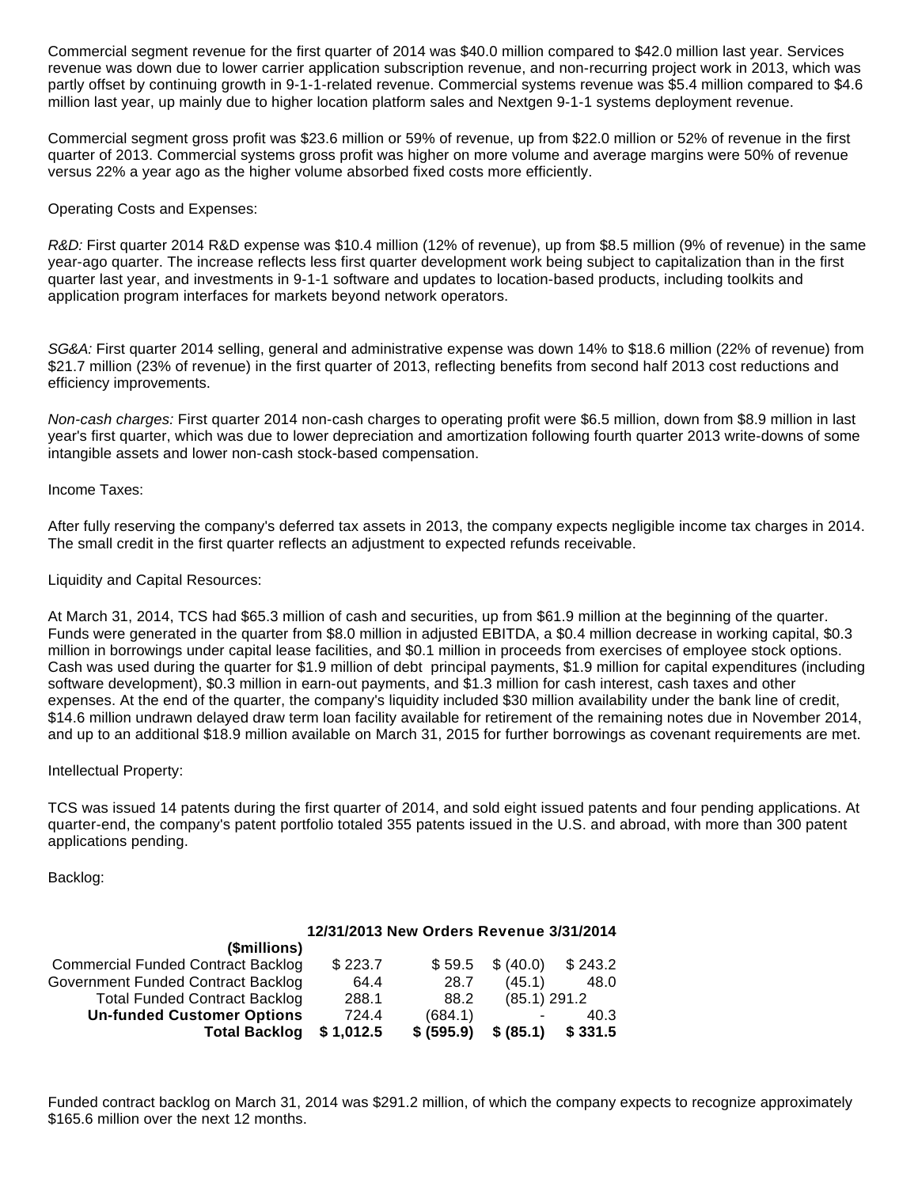Commercial segment revenue for the first quarter of 2014 was $40.0 million compared to $42.0 million last year. Services revenue was down due to lower carrier application subscription revenue, and non-recurring project work in 2013, which was partly offset by continuing growth in 9-1-1-related revenue. Commercial systems revenue was $5.4 million compared to $4.6 million last year, up mainly due to higher location platform sales and Nextgen 9-1-1 systems deployment revenue.

Commercial segment gross profit was $23.6 million or 59% of revenue, up from $22.0 million or 52% of revenue in the first quarter of 2013. Commercial systems gross profit was higher on more volume and average margins were 50% of revenue versus 22% a year ago as the higher volume absorbed fixed costs more efficiently.

Operating Costs and Expenses:

*R&D:* First quarter 2014 R&D expense was $10.4 million (12% of revenue), up from $8.5 million (9% of revenue) in the same year-ago quarter. The increase reflects less first quarter development work being subject to capitalization than in the first quarter last year, and investments in 9-1-1 software and updates to location-based products, including toolkits and application program interfaces for markets beyond network operators.

*SG&A:* First quarter 2014 selling, general and administrative expense was down 14% to $18.6 million (22% of revenue) from $21.7 million (23% of revenue) in the first quarter of 2013, reflecting benefits from second half 2013 cost reductions and efficiency improvements.

*Non-cash charges:* First quarter 2014 non-cash charges to operating profit were $6.5 million, down from $8.9 million in last year's first quarter, which was due to lower depreciation and amortization following fourth quarter 2013 write-downs of some intangible assets and lower non-cash stock-based compensation.

Income Taxes:

After fully reserving the company's deferred tax assets in 2013, the company expects negligible income tax charges in 2014. The small credit in the first quarter reflects an adjustment to expected refunds receivable.

Liquidity and Capital Resources:

At March 31, 2014, TCS had $65.3 million of cash and securities, up from $61.9 million at the beginning of the quarter. Funds were generated in the quarter from $8.0 million in adjusted EBITDA, a $0.4 million decrease in working capital, $0.3 million in borrowings under capital lease facilities, and $0.1 million in proceeds from exercises of employee stock options. Cash was used during the quarter for $1.9 million of debt principal payments, $1.9 million for capital expenditures (including software development), $0.3 million in earn-out payments, and $1.3 million for cash interest, cash taxes and other expenses. At the end of the quarter, the company's liquidity included $30 million availability under the bank line of credit, $14.6 million undrawn delayed draw term loan facility available for retirement of the remaining notes due in November 2014, and up to an additional $18.9 million available on March 31, 2015 for further borrowings as covenant requirements are met.

Intellectual Property:

TCS was issued 14 patents during the first quarter of 2014, and sold eight issued patents and four pending applications. At quarter-end, the company's patent portfolio totaled 355 patents issued in the U.S. and abroad, with more than 300 patent applications pending.

Backlog:

| ($millions) | 12/31/2013 | New Orders | Revenue | 3/31/2014 |
|---|---|---|---|---|
| Commercial Funded Contract Backlog | $ 223.7 | $ 59.5 | $ (40.0) | $ 243.2 |
| Government Funded Contract Backlog | 64.4 | 28.7 | (45.1) | 48.0 |
| Total Funded Contract Backlog | 288.1 | 88.2 | (85.1) | 291.2 |
| **Un-funded Customer Options** | 724.4 | (684.1) | - | 40.3 |
| **Total Backlog** | **$ 1,012.5** | **$ (595.9)** | **$ (85.1)** | **$ 331.5** |

Funded contract backlog on March 31, 2014 was $291.2 million, of which the company expects to recognize approximately $165.6 million over the next 12 months.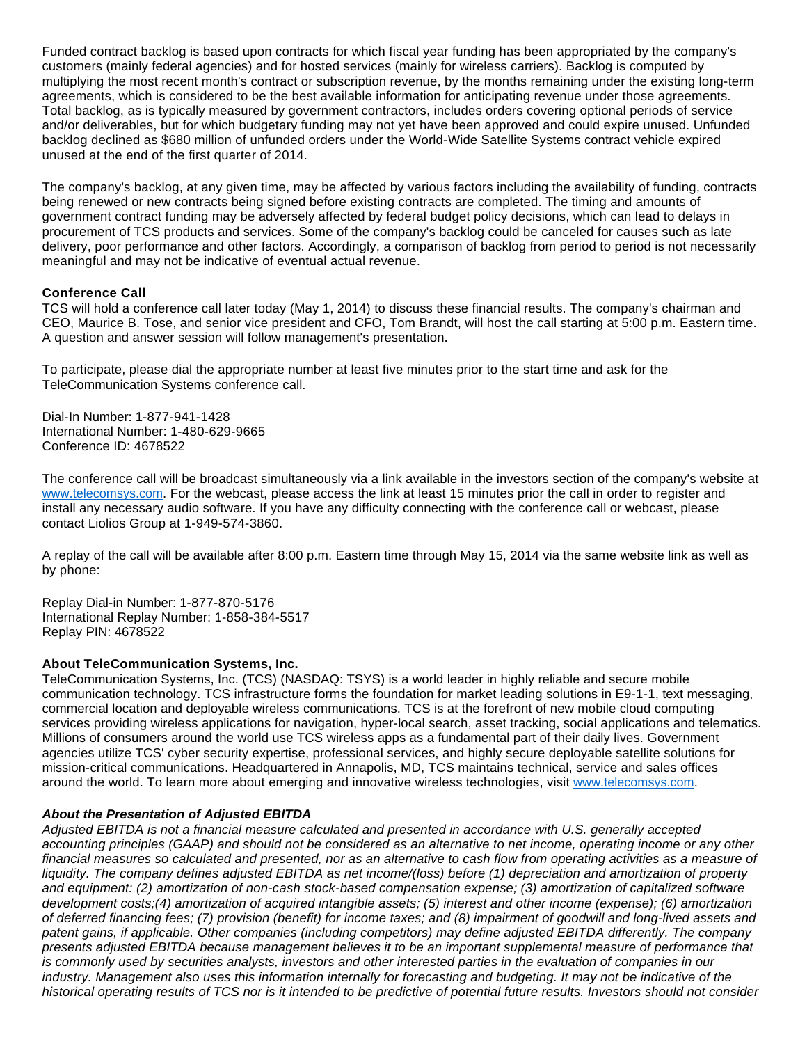Funded contract backlog is based upon contracts for which fiscal year funding has been appropriated by the company's customers (mainly federal agencies) and for hosted services (mainly for wireless carriers). Backlog is computed by multiplying the most recent month's contract or subscription revenue, by the months remaining under the existing long-term agreements, which is considered to be the best available information for anticipating revenue under those agreements. Total backlog, as is typically measured by government contractors, includes orders covering optional periods of service and/or deliverables, but for which budgetary funding may not yet have been approved and could expire unused. Unfunded backlog declined as $680 million of unfunded orders under the World-Wide Satellite Systems contract vehicle expired unused at the end of the first quarter of 2014.

The company's backlog, at any given time, may be affected by various factors including the availability of funding, contracts being renewed or new contracts being signed before existing contracts are completed. The timing and amounts of government contract funding may be adversely affected by federal budget policy decisions, which can lead to delays in procurement of TCS products and services. Some of the company's backlog could be canceled for causes such as late delivery, poor performance and other factors. Accordingly, a comparison of backlog from period to period is not necessarily meaningful and may not be indicative of eventual actual revenue.

**Conference Call**

TCS will hold a conference call later today (May 1, 2014) to discuss these financial results. The company's chairman and CEO, Maurice B. Tose, and senior vice president and CFO, Tom Brandt, will host the call starting at 5:00 p.m. Eastern time. A question and answer session will follow management's presentation.

To participate, please dial the appropriate number at least five minutes prior to the start time and ask for the TeleCommunication Systems conference call.

Dial-In Number: 1-877-941-1428
International Number: 1-480-629-9665
Conference ID: 4678522

The conference call will be broadcast simultaneously via a link available in the investors section of the company's website at www.telecomsys.com. For the webcast, please access the link at least 15 minutes prior the call in order to register and install any necessary audio software. If you have any difficulty connecting with the conference call or webcast, please contact Liolios Group at 1-949-574-3860.

A replay of the call will be available after 8:00 p.m. Eastern time through May 15, 2014 via the same website link as well as by phone:

Replay Dial-in Number: 1-877-870-5176
International Replay Number: 1-858-384-5517
Replay PIN: 4678522

**About TeleCommunication Systems, Inc.**

TeleCommunication Systems, Inc. (TCS) (NASDAQ: TSYS) is a world leader in highly reliable and secure mobile communication technology. TCS infrastructure forms the foundation for market leading solutions in E9-1-1, text messaging, commercial location and deployable wireless communications. TCS is at the forefront of new mobile cloud computing services providing wireless applications for navigation, hyper-local search, asset tracking, social applications and telematics. Millions of consumers around the world use TCS wireless apps as a fundamental part of their daily lives. Government agencies utilize TCS' cyber security expertise, professional services, and highly secure deployable satellite solutions for mission-critical communications. Headquartered in Annapolis, MD, TCS maintains technical, service and sales offices around the world. To learn more about emerging and innovative wireless technologies, visit www.telecomsys.com.

***About the Presentation of Adjusted EBITDA***

*Adjusted EBITDA is not a financial measure calculated and presented in accordance with U.S. generally accepted accounting principles (GAAP) and should not be considered as an alternative to net income, operating income or any other financial measures so calculated and presented, nor as an alternative to cash flow from operating activities as a measure of liquidity. The company defines adjusted EBITDA as net income/(loss) before (1) depreciation and amortization of property and equipment: (2) amortization of non-cash stock-based compensation expense; (3) amortization of capitalized software development costs;(4) amortization of acquired intangible assets; (5) interest and other income (expense); (6) amortization of deferred financing fees; (7) provision (benefit) for income taxes; and (8) impairment of goodwill and long-lived assets and patent gains, if applicable. Other companies (including competitors) may define adjusted EBITDA differently. The company presents adjusted EBITDA because management believes it to be an important supplemental measure of performance that is commonly used by securities analysts, investors and other interested parties in the evaluation of companies in our industry. Management also uses this information internally for forecasting and budgeting. It may not be indicative of the historical operating results of TCS nor is it intended to be predictive of potential future results. Investors should not consider*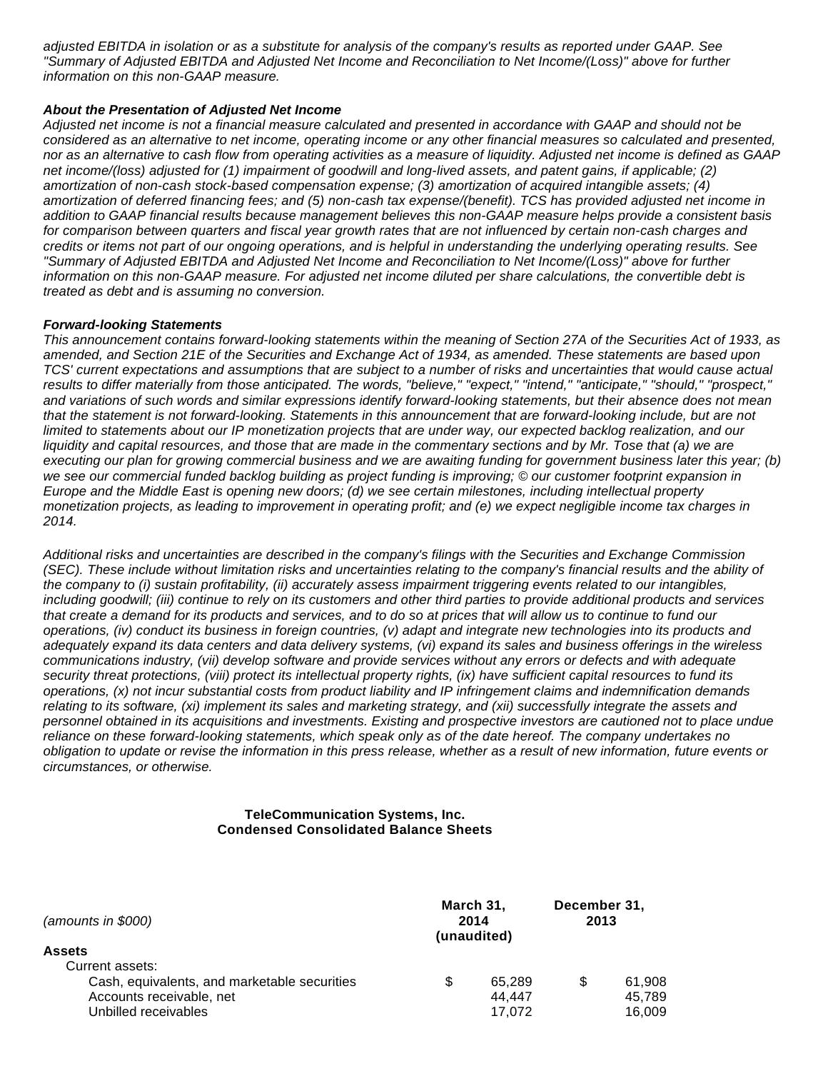*adjusted EBITDA in isolation or as a substitute for analysis of the company's results as reported under GAAP. See "Summary of Adjusted EBITDA and Adjusted Net Income and Reconciliation to Net Income/(Loss)" above for further information on this non-GAAP measure.*

***About the Presentation of Adjusted Net Income***

*Adjusted net income is not a financial measure calculated and presented in accordance with GAAP and should not be considered as an alternative to net income, operating income or any other financial measures so calculated and presented, nor as an alternative to cash flow from operating activities as a measure of liquidity. Adjusted net income is defined as GAAP net income/(loss) adjusted for (1) impairment of goodwill and long-lived assets, and patent gains, if applicable; (2) amortization of non-cash stock-based compensation expense; (3) amortization of acquired intangible assets; (4) amortization of deferred financing fees; and (5) non-cash tax expense/(benefit). TCS has provided adjusted net income in addition to GAAP financial results because management believes this non-GAAP measure helps provide a consistent basis for comparison between quarters and fiscal year growth rates that are not influenced by certain non-cash charges and credits or items not part of our ongoing operations, and is helpful in understanding the underlying operating results. See "Summary of Adjusted EBITDA and Adjusted Net Income and Reconciliation to Net Income/(Loss)" above for further information on this non-GAAP measure. For adjusted net income diluted per share calculations, the convertible debt is treated as debt and is assuming no conversion.*

***Forward-looking Statements***

*This announcement contains forward-looking statements within the meaning of Section 27A of the Securities Act of 1933, as amended, and Section 21E of the Securities and Exchange Act of 1934, as amended. These statements are based upon TCS' current expectations and assumptions that are subject to a number of risks and uncertainties that would cause actual results to differ materially from those anticipated. The words, "believe," "expect," "intend," "anticipate," "should," "prospect," and variations of such words and similar expressions identify forward-looking statements, but their absence does not mean that the statement is not forward-looking. Statements in this announcement that are forward-looking include, but are not limited to statements about our IP monetization projects that are under way, our expected backlog realization, and our liquidity and capital resources, and those that are made in the commentary sections and by Mr. Tose that (a) we are executing our plan for growing commercial business and we are awaiting funding for government business later this year; (b) we see our commercial funded backlog building as project funding is improving; © our customer footprint expansion in Europe and the Middle East is opening new doors; (d) we see certain milestones, including intellectual property monetization projects, as leading to improvement in operating profit; and (e) we expect negligible income tax charges in 2014.*

*Additional risks and uncertainties are described in the company's filings with the Securities and Exchange Commission (SEC). These include without limitation risks and uncertainties relating to the company's financial results and the ability of the company to (i) sustain profitability, (ii) accurately assess impairment triggering events related to our intangibles, including goodwill; (iii) continue to rely on its customers and other third parties to provide additional products and services that create a demand for its products and services, and to do so at prices that will allow us to continue to fund our operations, (iv) conduct its business in foreign countries, (v) adapt and integrate new technologies into its products and adequately expand its data centers and data delivery systems, (vi) expand its sales and business offerings in the wireless communications industry, (vii) develop software and provide services without any errors or defects and with adequate security threat protections, (viii) protect its intellectual property rights, (ix) have sufficient capital resources to fund its operations, (x) not incur substantial costs from product liability and IP infringement claims and indemnification demands relating to its software, (xi) implement its sales and marketing strategy, and (xii) successfully integrate the assets and personnel obtained in its acquisitions and investments. Existing and prospective investors are cautioned not to place undue reliance on these forward-looking statements, which speak only as of the date hereof. The company undertakes no obligation to update or revise the information in this press release, whether as a result of new information, future events or circumstances, or otherwise.*

**TeleCommunication Systems, Inc.**
**Condensed Consolidated Balance Sheets**

| *(amounts in $000)* | **March 31, 2014 (unaudited)** | **December 31, 2013** |
|---|---|---|
| **Assets** | | |
| Current assets: | | |
| Cash, equivalents, and marketable securities | $ 65,289 | $ 61,908 |
| Accounts receivable, net | 44,447 | 45,789 |
| Unbilled receivables | 17,072 | 16,009 |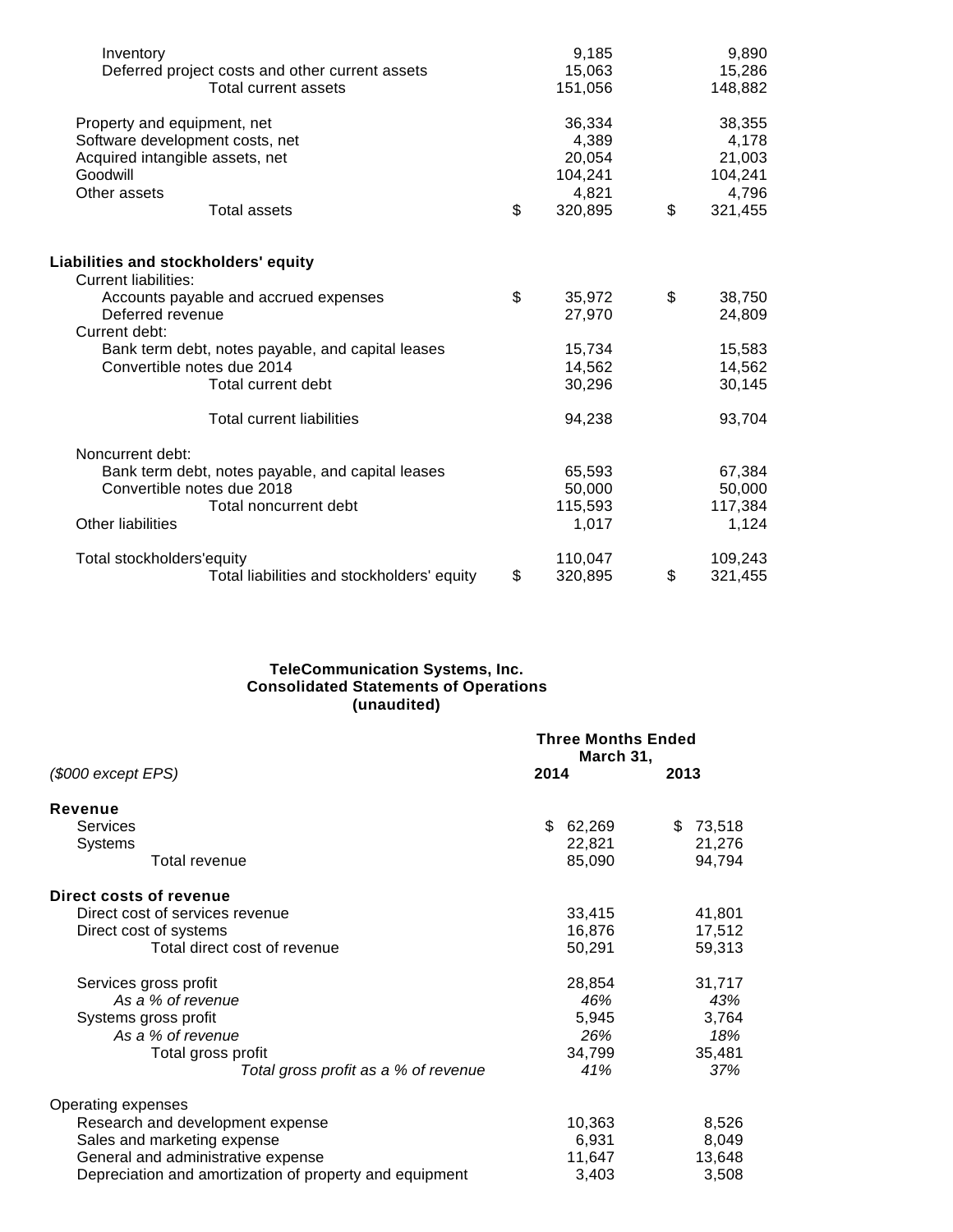| | | |
|---|---|---|
| Inventory | 9,185 | 9,890 |
| Deferred project costs and other current assets | 15,063 | 15,286 |
| Total current assets | 151,056 | 148,882 |
| | | |
| Property and equipment, net | 36,334 | 38,355 |
| Software development costs, net | 4,389 | 4,178 |
| Acquired intangible assets, net | 20,054 | 21,003 |
| Goodwill | 104,241 | 104,241 |
| Other assets | 4,821 | 4,796 |
| Total assets | $ 320,895 | $ 321,455 |
| | | |
| **Liabilities and stockholders' equity** | | |
| Current liabilities: | | |
| Accounts payable and accrued expenses | $ 35,972 | $ 38,750 |
| Deferred revenue | 27,970 | 24,809 |
| Current debt: | | |
| Bank term debt, notes payable, and capital leases | 15,734 | 15,583 |
| Convertible notes due 2014 | 14,562 | 14,562 |
| Total current debt | 30,296 | 30,145 |
| | | |
| Total current liabilities | 94,238 | 93,704 |
| | | |
| Noncurrent debt: | | |
| Bank term debt, notes payable, and capital leases | 65,593 | 67,384 |
| Convertible notes due 2018 | 50,000 | 50,000 |
| Total noncurrent debt | 115,593 | 117,384 |
| Other liabilities | 1,017 | 1,124 |
| | | |
| Total stockholders'equity | 110,047 | 109,243 |
| Total liabilities and stockholders' equity | $ 320,895 | $ 321,455 |

**TeleCommunication Systems, Inc.**
**Consolidated Statements of Operations**
**(unaudited)**

| | Three Months Ended March 31, | |
|---|---|---|
| *($000 except EPS)* | **2014** | **2013** |
| **Revenue** | | |
| Services | $ 62,269 | $ 73,518 |
| Systems | 22,821 | 21,276 |
| Total revenue | 85,090 | 94,794 |
| | | |
| **Direct costs of revenue** | | |
| Direct cost of services revenue | 33,415 | 41,801 |
| Direct cost of systems | 16,876 | 17,512 |
| Total direct cost of revenue | 50,291 | 59,313 |
| | | |
| Services gross profit | 28,854 | 31,717 |
| *As a % of revenue* | *46%* | *43%* |
| Systems gross profit | 5,945 | 3,764 |
| *As a % of revenue* | *26%* | *18%* |
| Total gross profit | 34,799 | 35,481 |
| *Total gross profit as a % of revenue* | *41%* | *37%* |
| | | |
| Operating expenses | | |
| Research and development expense | 10,363 | 8,526 |
| Sales and marketing expense | 6,931 | 8,049 |
| General and administrative expense | 11,647 | 13,648 |
| Depreciation and amortization of property and equipment | 3,403 | 3,508 |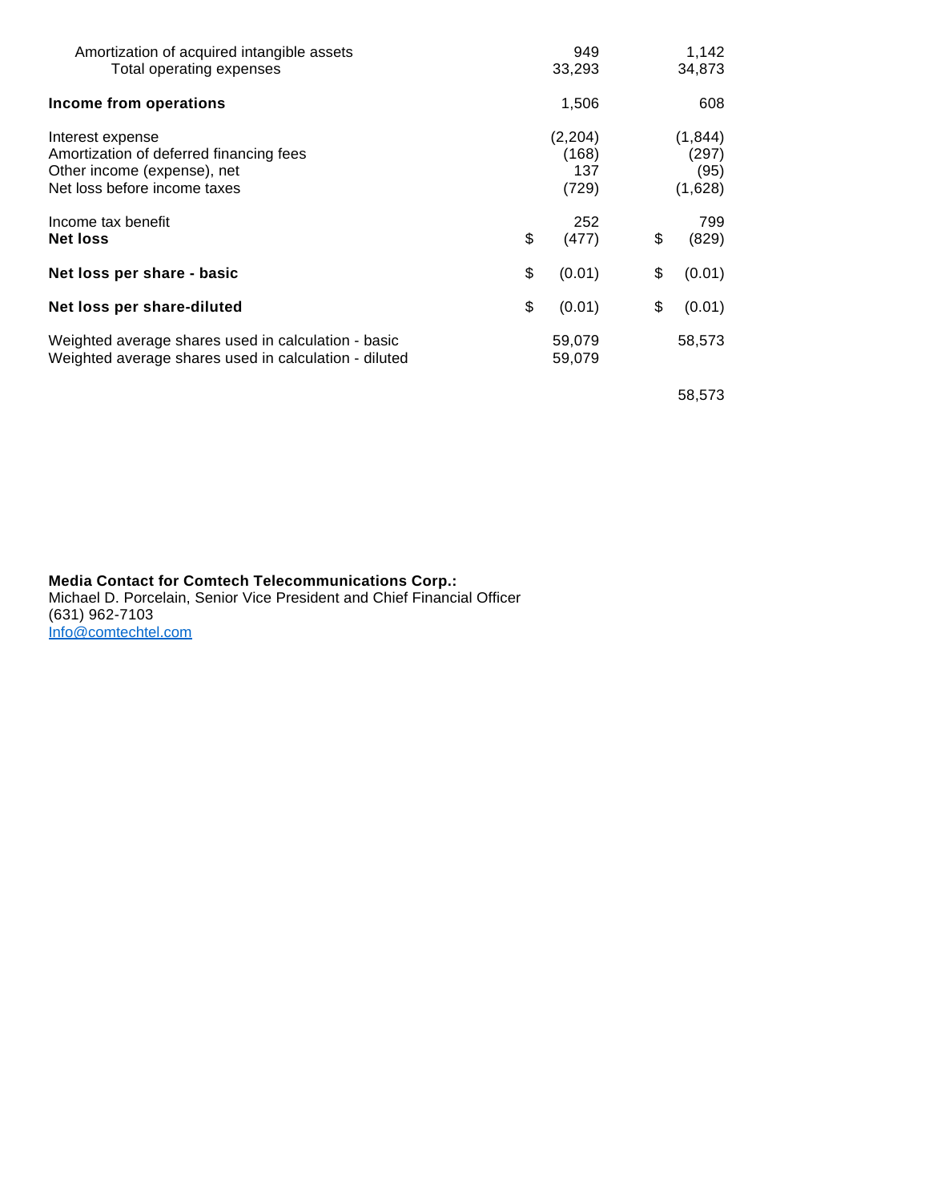| | | |
|---|---|---|
| Amortization of acquired intangible assets | 949 | 1,142 |
| Total operating expenses | 33,293 | 34,873 |
| **Income from operations** | 1,506 | 608 |
| Interest expense | (2,204) | (1,844) |
| Amortization of deferred financing fees | (168) | (297) |
| Other income (expense), net | 137 | (95) |
| Net loss before income taxes | (729) | (1,628) |
| Income tax benefit | 252 | 799 |
| **Net loss** | $ (477) | $ (829) |
| **Net loss per share - basic** | $ (0.01) | $ (0.01) |
| **Net loss per share-diluted** | $ (0.01) | $ (0.01) |
| Weighted average shares used in calculation - basic | 59,079 | 58,573 |
| Weighted average shares used in calculation - diluted | 59,079 | 58,573 |

**Media Contact for Comtech Telecommunications Corp.:**
Michael D. Porcelain, Senior Vice President and Chief Financial Officer
(631) 962-7103
Info@comtechtel.com